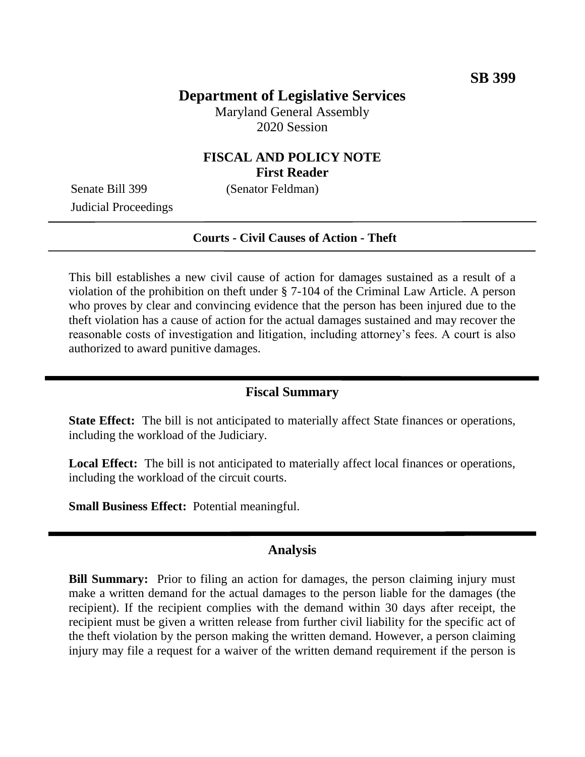**SB 399**

# Department of Legislative Services

Maryland General Assembly
2020 Session

## FISCAL AND POLICY NOTE
### First Reader

Senate Bill 399 (Senator Feldman)
Judicial Proceedings

---

**Courts - Civil Causes of Action - Theft**

---

This bill establishes a new civil cause of action for damages sustained as a result of a violation of the prohibition on theft under § 7-104 of the Criminal Law Article. A person who proves by clear and convincing evidence that the person has been injured due to the theft violation has a cause of action for the actual damages sustained and may recover the reasonable costs of investigation and litigation, including attorney's fees. A court is also authorized to award punitive damages.

---

## Fiscal Summary

**State Effect:** The bill is not anticipated to materially affect State finances or operations, including the workload of the Judiciary.

**Local Effect:** The bill is not anticipated to materially affect local finances or operations, including the workload of the circuit courts.

**Small Business Effect:** Potential meaningful.

---

## Analysis

**Bill Summary:** Prior to filing an action for damages, the person claiming injury must make a written demand for the actual damages to the person liable for the damages (the recipient). If the recipient complies with the demand within 30 days after receipt, the recipient must be given a written release from further civil liability for the specific act of the theft violation by the person making the written demand. However, a person claiming injury may file a request for a waiver of the written demand requirement if the person is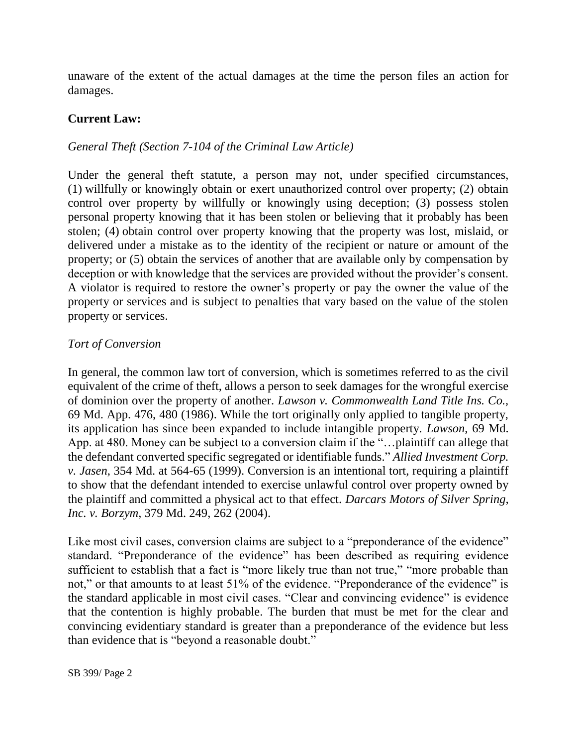unaware of the extent of the actual damages at the time the person files an action for damages.

**Current Law:**

*General Theft (Section 7-104 of the Criminal Law Article)*

Under the general theft statute, a person may not, under specified circumstances, (1) willfully or knowingly obtain or exert unauthorized control over property; (2) obtain control over property by willfully or knowingly using deception; (3) possess stolen personal property knowing that it has been stolen or believing that it probably has been stolen; (4) obtain control over property knowing that the property was lost, mislaid, or delivered under a mistake as to the identity of the recipient or nature or amount of the property; or (5) obtain the services of another that are available only by compensation by deception or with knowledge that the services are provided without the provider's consent. A violator is required to restore the owner's property or pay the owner the value of the property or services and is subject to penalties that vary based on the value of the stolen property or services.

*Tort of Conversion*

In general, the common law tort of conversion, which is sometimes referred to as the civil equivalent of the crime of theft, allows a person to seek damages for the wrongful exercise of dominion over the property of another. *Lawson v. Commonwealth Land Title Ins. Co.*, 69 Md. App. 476, 480 (1986). While the tort originally only applied to tangible property, its application has since been expanded to include intangible property. *Lawson*, 69 Md. App. at 480. Money can be subject to a conversion claim if the "…plaintiff can allege that the defendant converted specific segregated or identifiable funds." *Allied Investment Corp. v. Jasen*, 354 Md. at 564-65 (1999). Conversion is an intentional tort, requiring a plaintiff to show that the defendant intended to exercise unlawful control over property owned by the plaintiff and committed a physical act to that effect. *Darcars Motors of Silver Spring, Inc. v. Borzym*, 379 Md. 249, 262 (2004).

Like most civil cases, conversion claims are subject to a "preponderance of the evidence" standard. "Preponderance of the evidence" has been described as requiring evidence sufficient to establish that a fact is "more likely true than not true," "more probable than not," or that amounts to at least 51% of the evidence. "Preponderance of the evidence" is the standard applicable in most civil cases. "Clear and convincing evidence" is evidence that the contention is highly probable. The burden that must be met for the clear and convincing evidentiary standard is greater than a preponderance of the evidence but less than evidence that is "beyond a reasonable doubt."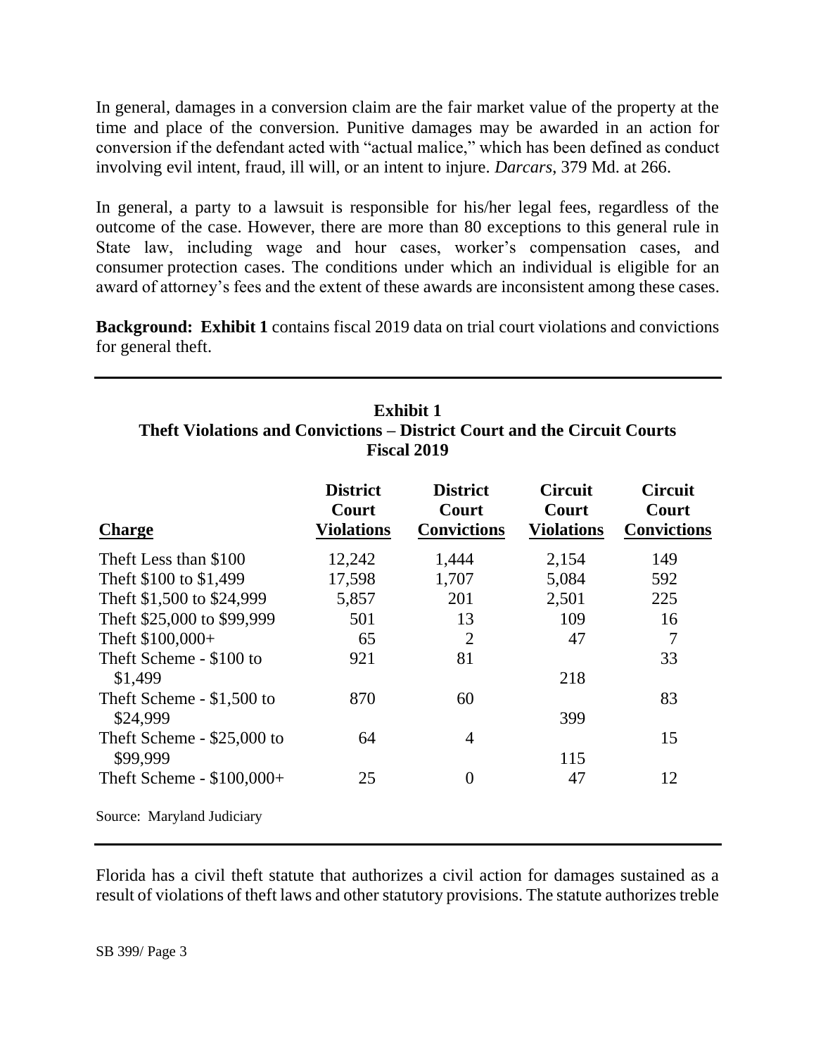In general, damages in a conversion claim are the fair market value of the property at the time and place of the conversion. Punitive damages may be awarded in an action for conversion if the defendant acted with "actual malice," which has been defined as conduct involving evil intent, fraud, ill will, or an intent to injure. *Darcars*, 379 Md. at 266.

In general, a party to a lawsuit is responsible for his/her legal fees, regardless of the outcome of the case. However, there are more than 80 exceptions to this general rule in State law, including wage and hour cases, worker's compensation cases, and consumer protection cases. The conditions under which an individual is eligible for an award of attorney's fees and the extent of these awards are inconsistent among these cases.

**Background: Exhibit 1** contains fiscal 2019 data on trial court violations and convictions for general theft.

**Exhibit 1**
**Theft Violations and Convictions – District Court and the Circuit Courts**
**Fiscal 2019**

| Charge | District Court Violations | District Court Convictions | Circuit Court Violations | Circuit Court Convictions |
|---|---|---|---|---|
| Theft Less than $100 | 12,242 | 1,444 | 2,154 | 149 |
| Theft $100 to $1,499 | 17,598 | 1,707 | 5,084 | 592 |
| Theft $1,500 to $24,999 | 5,857 | 201 | 2,501 | 225 |
| Theft $25,000 to $99,999 | 501 | 13 | 109 | 16 |
| Theft $100,000+ | 65 | 2 | 47 | 7 |
| Theft Scheme - $100 to $1,499 | 921 | 81 | 218 | 33 |
| Theft Scheme - $1,500 to $24,999 | 870 | 60 | 399 | 83 |
| Theft Scheme - $25,000 to $99,999 | 64 | 4 | 115 | 15 |
| Theft Scheme - $100,000+ | 25 | 0 | 47 | 12 |

Source: Maryland Judiciary

Florida has a civil theft statute that authorizes a civil action for damages sustained as a result of violations of theft laws and other statutory provisions. The statute authorizes treble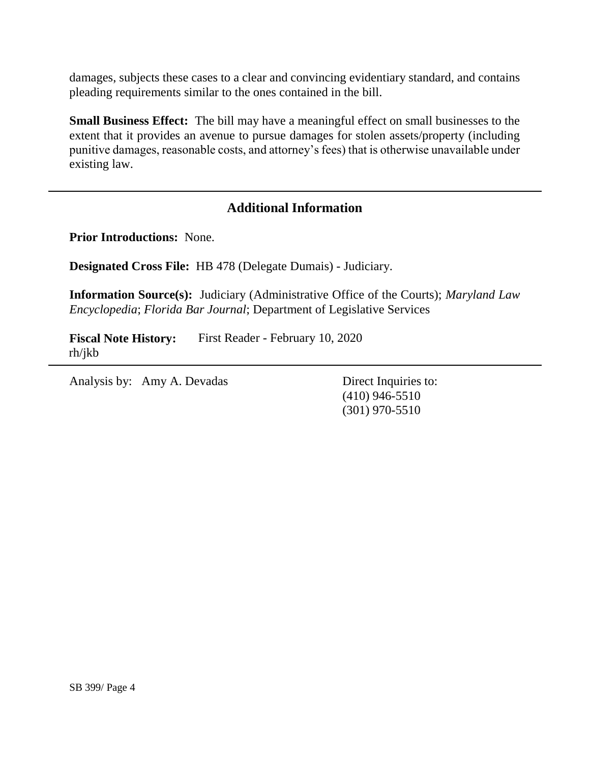damages, subjects these cases to a clear and convincing evidentiary standard, and contains pleading requirements similar to the ones contained in the bill.

**Small Business Effect:** The bill may have a meaningful effect on small businesses to the extent that it provides an avenue to pursue damages for stolen assets/property (including punitive damages, reasonable costs, and attorney's fees) that is otherwise unavailable under existing law.

---

## Additional Information

**Prior Introductions:** None.

**Designated Cross File:** HB 478 (Delegate Dumais) - Judiciary.

**Information Source(s):** Judiciary (Administrative Office of the Courts); *Maryland Law Encyclopedia*; *Florida Bar Journal*; Department of Legislative Services

**Fiscal Note History:** First Reader - February 10, 2020
rh/jkb

---

Analysis by: Amy A. Devadas

Direct Inquiries to:
(410) 946-5510
(301) 970-5510